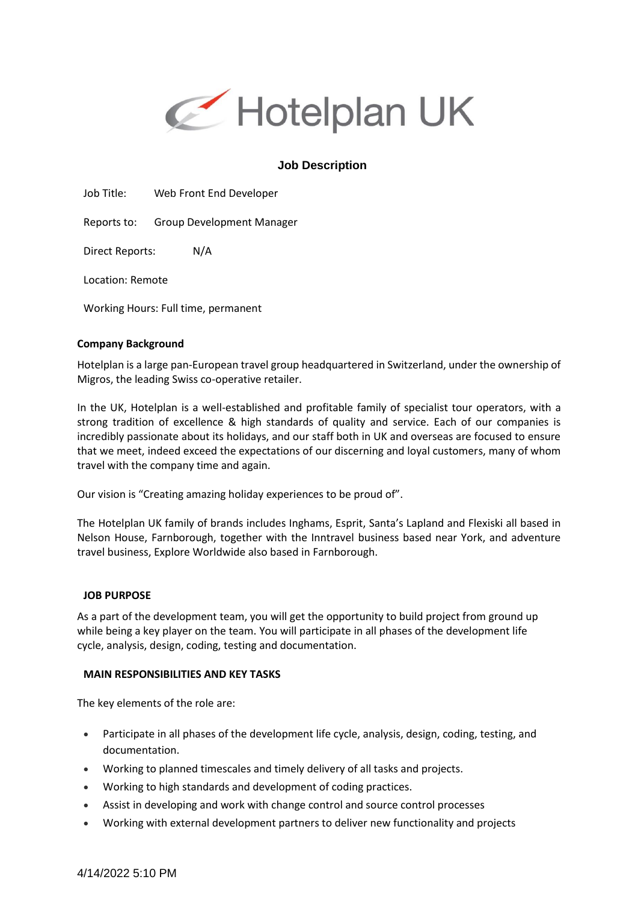Hotelplan UK

# Job Description

Job Title: Web Front End Developer

Reports to: Group Development Manager

Direct Reports: N/A

Location: Remote

Working Hours: Full time, permanent

**Company Background**

Hotelplan is a large pan-European travel group headquartered in Switzerland, under the ownership of Migros, the leading Swiss co-operative retailer.

In the UK, Hotelplan is a well-established and profitable family of specialist tour operators, with a strong tradition of excellence & high standards of quality and service. Each of our companies is incredibly passionate about its holidays, and our staff both in UK and overseas are focused to ensure that we meet, indeed exceed the expectations of our discerning and loyal customers, many of whom travel with the company time and again.

Our vision is "Creating amazing holiday experiences to be proud of".

The Hotelplan UK family of brands includes Inghams, Esprit, Santa's Lapland and Flexiski all based in Nelson House, Farnborough, together with the Inntravel business based near York, and adventure travel business, Explore Worldwide also based in Farnborough.

**JOB PURPOSE**

As a part of the development team, you will get the opportunity to build project from ground up while being a key player on the team. You will participate in all phases of the development life cycle, analysis, design, coding, testing and documentation.

**MAIN RESPONSIBILITIES AND KEY TASKS**

The key elements of the role are:

- Participate in all phases of the development life cycle, analysis, design, coding, testing, and documentation.
- Working to planned timescales and timely delivery of all tasks and projects.
- Working to high standards and development of coding practices.
- Assist in developing and work with change control and source control processes
- Working with external development partners to deliver new functionality and projects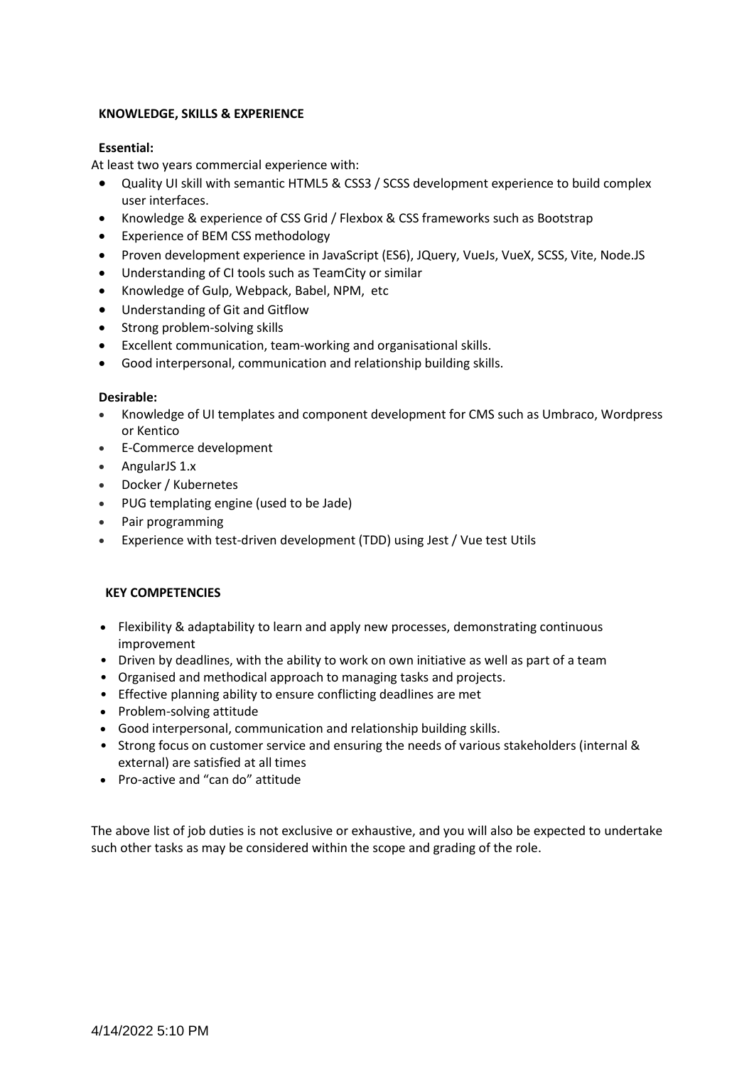**KNOWLEDGE, SKILLS & EXPERIENCE**

**Essential:**

At least two years commercial experience with:

- Quality UI skill with semantic HTML5 & CSS3 / SCSS development experience to build complex user interfaces.
- Knowledge & experience of CSS Grid / Flexbox & CSS frameworks such as Bootstrap
- Experience of BEM CSS methodology
- Proven development experience in JavaScript (ES6), JQuery, VueJs, VueX, SCSS, Vite, Node.JS
- Understanding of CI tools such as TeamCity or similar
- Knowledge of Gulp, Webpack, Babel, NPM, etc
- Understanding of Git and Gitflow
- Strong problem-solving skills
- Excellent communication, team-working and organisational skills.
- Good interpersonal, communication and relationship building skills.

**Desirable:**

- Knowledge of UI templates and component development for CMS such as Umbraco, Wordpress or Kentico
- E-Commerce development
- AngularJS 1.x
- Docker / Kubernetes
- PUG templating engine (used to be Jade)
- Pair programming
- Experience with test-driven development (TDD) using Jest / Vue test Utils

**KEY COMPETENCIES**

- Flexibility & adaptability to learn and apply new processes, demonstrating continuous improvement
- Driven by deadlines, with the ability to work on own initiative as well as part of a team
- Organised and methodical approach to managing tasks and projects.
- Effective planning ability to ensure conflicting deadlines are met
- Problem-solving attitude
- Good interpersonal, communication and relationship building skills.
- Strong focus on customer service and ensuring the needs of various stakeholders (internal & external) are satisfied at all times
- Pro-active and "can do" attitude

The above list of job duties is not exclusive or exhaustive, and you will also be expected to undertake such other tasks as may be considered within the scope and grading of the role.